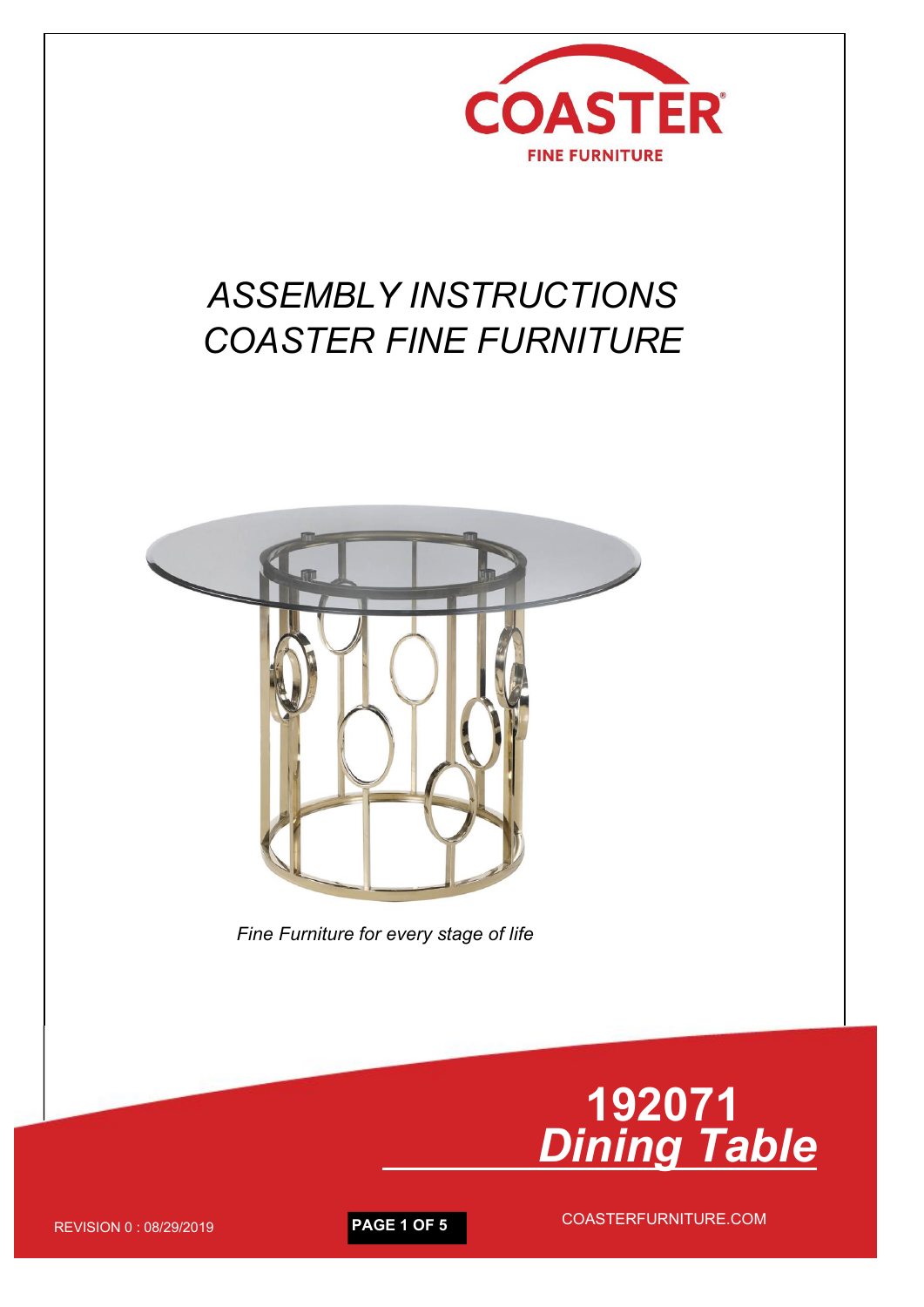COASTER

FINE FURNITURE

# *ASSEMBLY INSTRUCTIONS*
# *COASTER FINE FURNITURE*

*Fine Furniture for every stage of life*

## 192071
## ***Dining Table***

REVISION 0 : 08/29/2019

COASTERFURNITURE.COM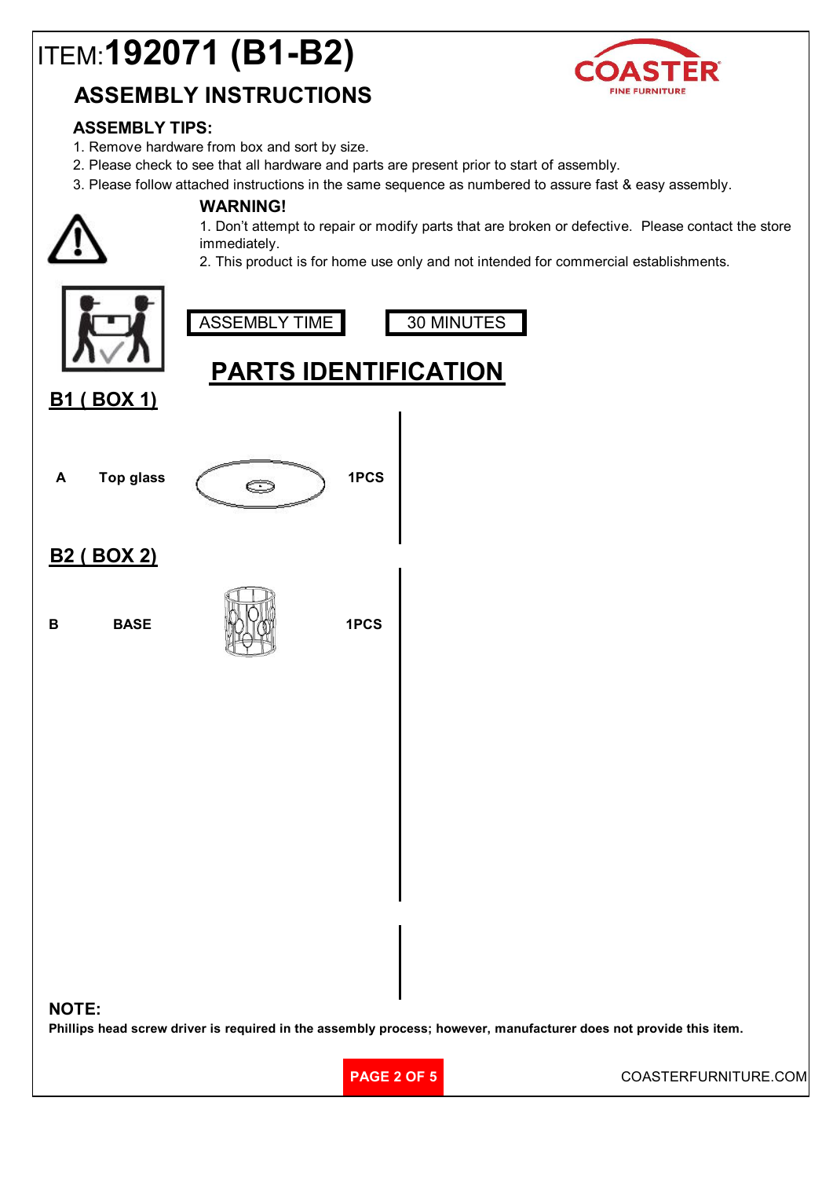# ITEM:**192071 (B1-B2)**

COASTER FINE FURNITURE

## ASSEMBLY INSTRUCTIONS

### ASSEMBLY TIPS:

1. Remove hardware from box and sort by size.
2. Please check to see that all hardware and parts are present prior to start of assembly.
3. Please follow attached instructions in the same sequence as numbered to assure fast & easy assembly.

**WARNING!**

1. Don't attempt to repair or modify parts that are broken or defective. Please contact the store immediately.
2. This product is for home use only and not intended for commercial establishments.

| ASSEMBLY TIME | 30 MINUTES |
|---|---|

## PARTS IDENTIFICATION

**B1 ( BOX 1)**

| | | |
|---|---|---|
| **A** | **Top glass** | **1PCS** |

**B2 ( BOX 2)**

| | | |
|---|---|---|
| **B** | **BASE** | **1PCS** |

**NOTE:**

**Phillips head screw driver is required in the assembly process; however, manufacturer does not provide this item.**

COASTERFURNITURE.COM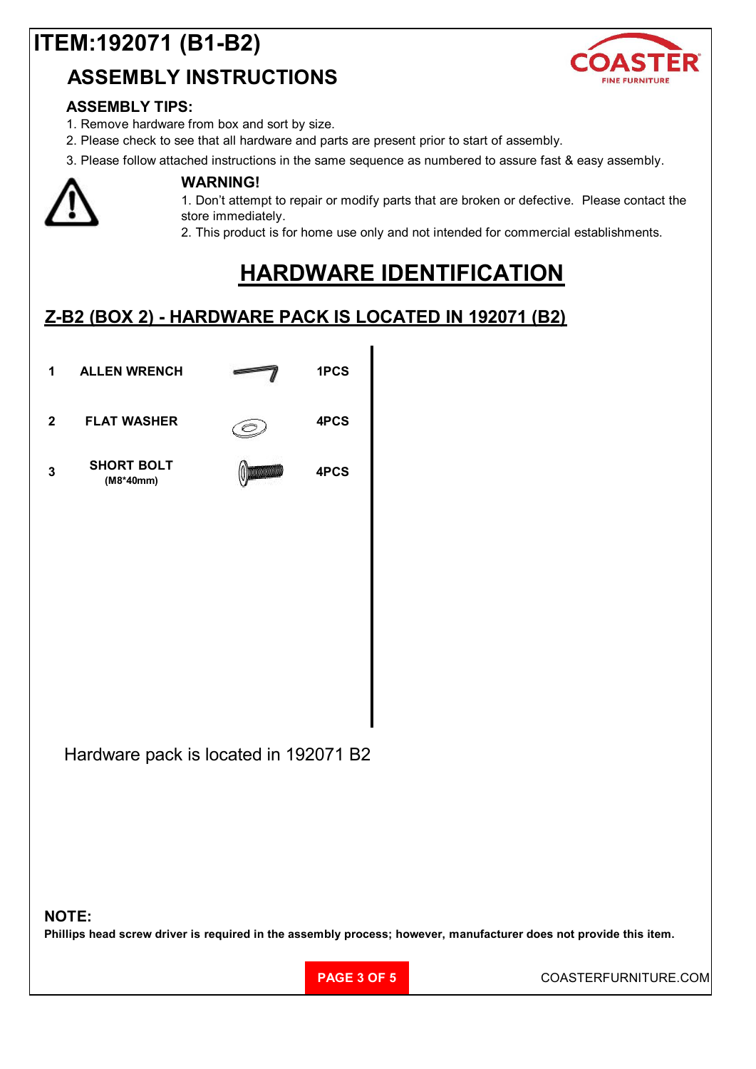# ITEM:192071 (B1-B2)

## ASSEMBLY INSTRUCTIONS

### ASSEMBLY TIPS:

1. Remove hardware from box and sort by size.
2. Please check to see that all hardware and parts are present prior to start of assembly.
3. Please follow attached instructions in the same sequence as numbered to assure fast & easy assembly.

### WARNING!

1. Don't attempt to repair or modify parts that are broken or defective. Please contact the store immediately.
2. This product is for home use only and not intended for commercial establishments.

## HARDWARE IDENTIFICATION

### Z-B2 (BOX 2) - HARDWARE PACK IS LOCATED IN 192071 (B2)

| No. | Item | Qty |
|---|---|---|
| 1 | ALLEN WRENCH | 1PCS |
| 2 | FLAT WASHER | 4PCS |
| 3 | SHORT BOLT (M8*40mm) | 4PCS |

Hardware pack is located in 192071 B2

**NOTE:**

**Phillips head screw driver is required in the assembly process; however, manufacturer does not provide this item.**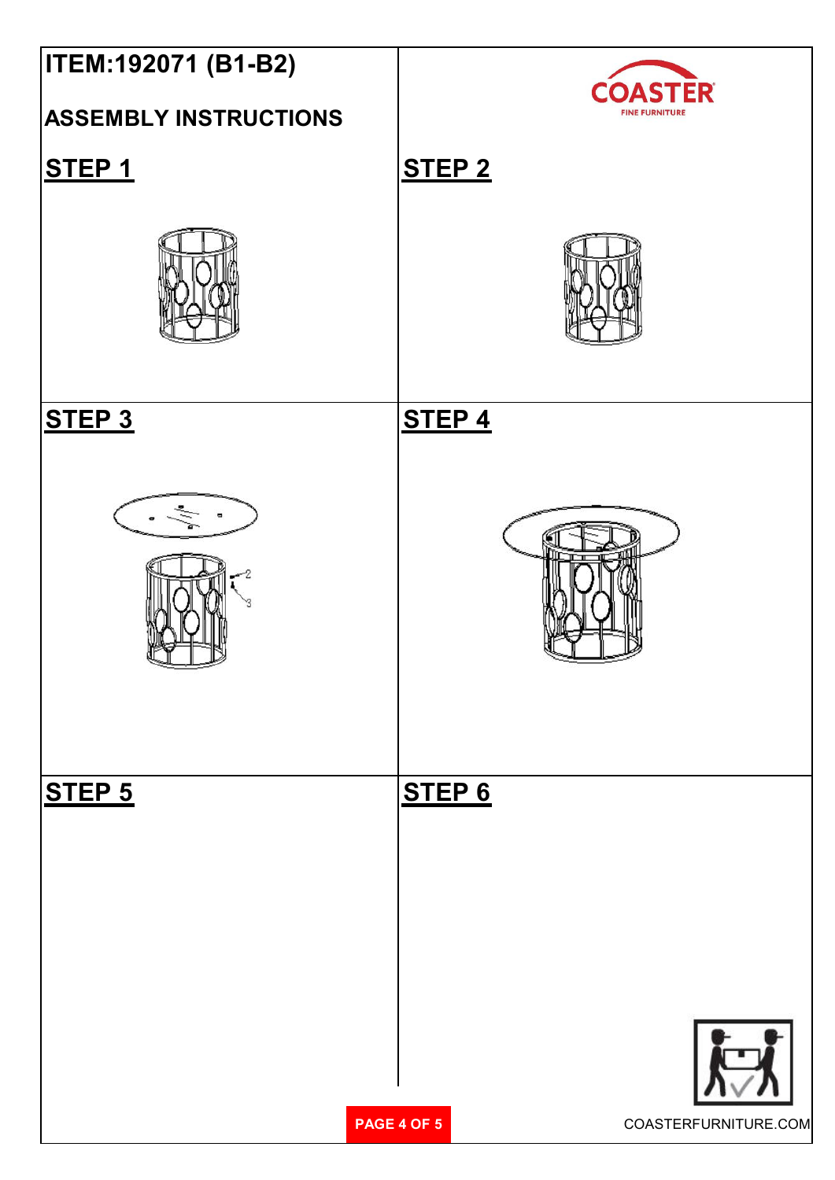# ITEM:192071 (B1-B2)

## ASSEMBLY INSTRUCTIONS

COASTER
FINE FURNITURE

### STEP 1

### STEP 2

### STEP 3

2
3

### STEP 4

### STEP 5

### STEP 6

COASTERFURNITURE.COM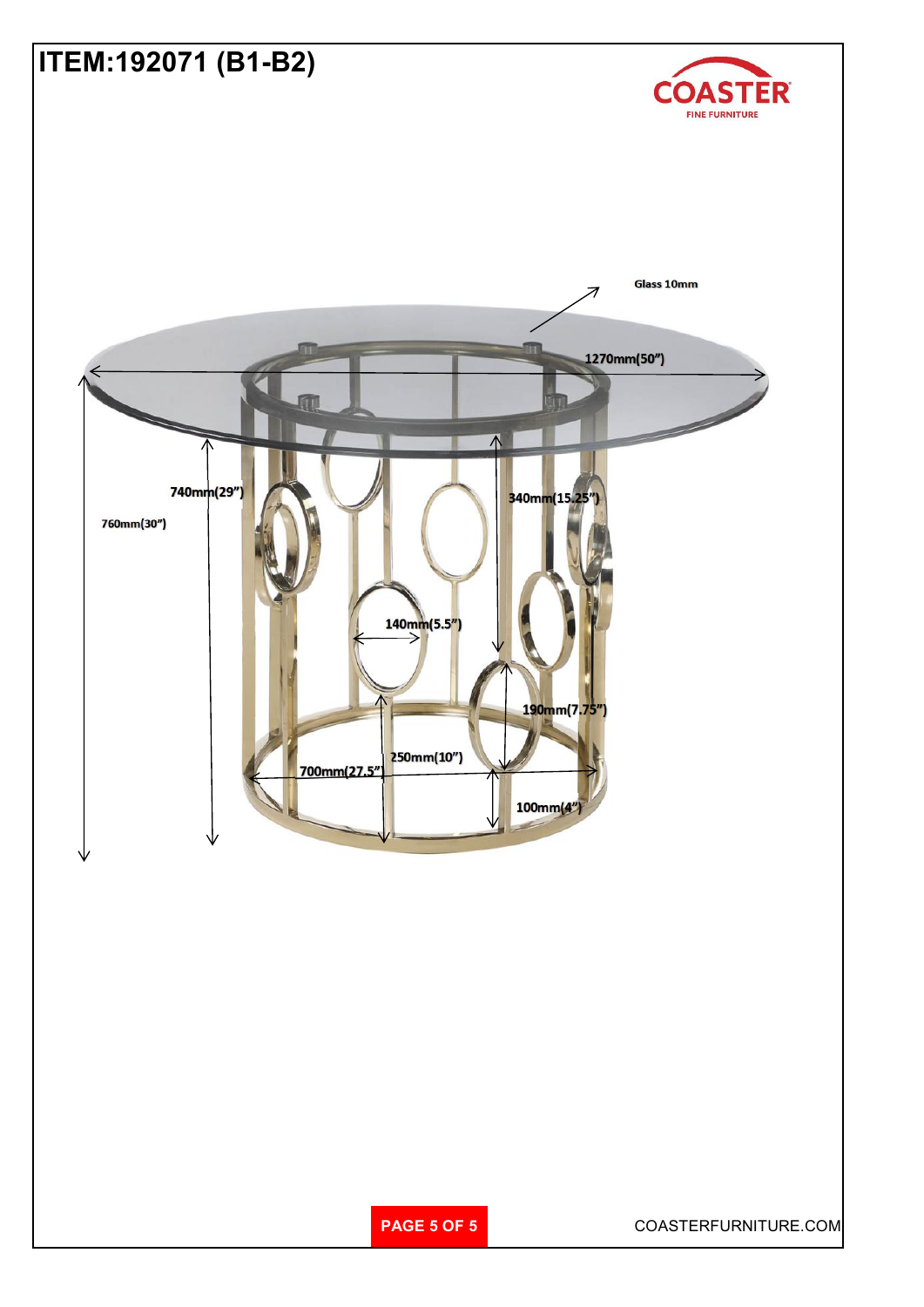# ITEM:192071 (B1-B2)

COASTER
FINE FURNITURE

Glass 10mm

1270mm(50")

740mm(29")

760mm(30")

340mm(15.25")

140mm(5.5")

190mm(7.75")

250mm(10")

700mm(27.5")

100mm(4")

COASTERFURNITURE.COM